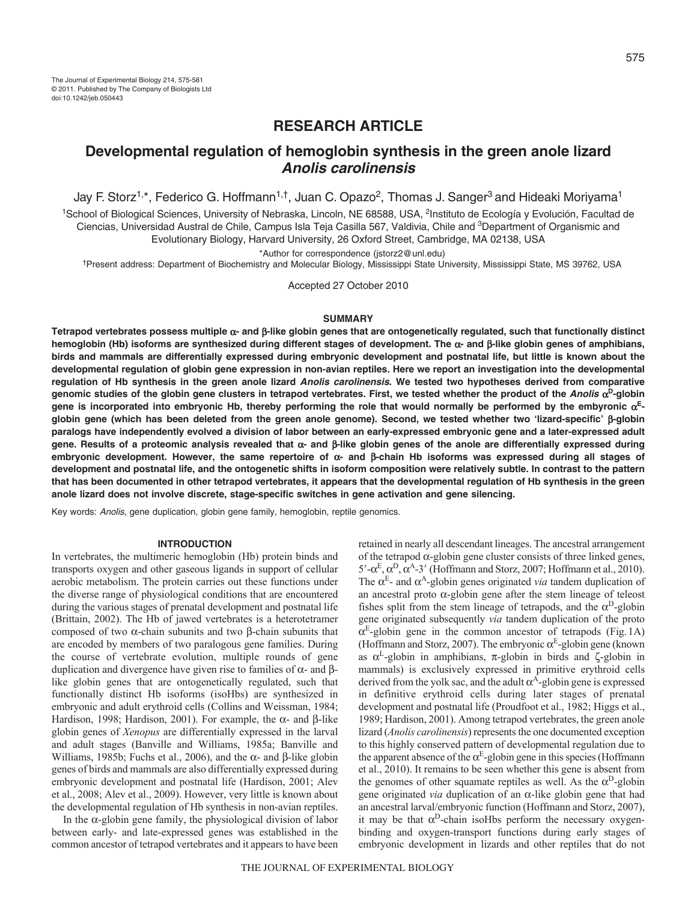The Journal of Experimental Biology 214, 575-581
© 2011. Published by The Company of Biologists Ltd
doi:10.1242/jeb.050443

## RESEARCH ARTICLE

# Developmental regulation of hemoglobin synthesis in the green anole lizard *Anolis carolinensis*

Jay F. Storz[1,*], Federico G. Hoffmann[1,†], Juan C. Opazo[2], Thomas J. Sanger[3] and Hideaki Moriyama[1]

[1]School of Biological Sciences, University of Nebraska, Lincoln, NE 68588, USA, [2]Instituto de Ecología y Evolución, Facultad de Ciencias, Universidad Austral de Chile, Campus Isla Teja Casilla 567, Valdivia, Chile and [3]Department of Organismic and Evolutionary Biology, Harvard University, 26 Oxford Street, Cambridge, MA 02138, USA

*Author for correspondence (jstorz2@unl.edu)

†Present address: Department of Biochemistry and Molecular Biology, Mississippi State University, Mississippi State, MS 39762, USA

Accepted 27 October 2010

### SUMMARY

**Tetrapod vertebrates possess multiple α- and β-like globin genes that are ontogenetically regulated, such that functionally distinct hemoglobin (Hb) isoforms are synthesized during different stages of development. The α- and β-like globin genes of amphibians, birds and mammals are differentially expressed during embryonic development and postnatal life, but little is known about the developmental regulation of globin gene expression in non-avian reptiles. Here we report an investigation into the developmental regulation of Hb synthesis in the green anole lizard *Anolis carolinensis*. We tested two hypotheses derived from comparative genomic studies of the globin gene clusters in tetrapod vertebrates. First, we tested whether the product of the *Anolis* $\alpha^D$-globin gene is incorporated into embryonic Hb, thereby performing the role that would normally be performed by the embryonic $\alpha^E$-globin gene (which has been deleted from the green anole genome). Second, we tested whether two 'lizard-specific' β-globin paralogs have independently evolved a division of labor between an early-expressed embryonic gene and a later-expressed adult gene. Results of a proteomic analysis revealed that α- and β-like globin genes of the anole are differentially expressed during embryonic development. However, the same repertoire of α- and β-chain Hb isoforms was expressed during all stages of development and postnatal life, and the ontogenetic shifts in isoform composition were relatively subtle. In contrast to the pattern that has been documented in other tetrapod vertebrates, it appears that the developmental regulation of Hb synthesis in the green anole lizard does not involve discrete, stage-specific switches in gene activation and gene silencing.**

Key words: *Anolis*, gene duplication, globin gene family, hemoglobin, reptile genomics.

### INTRODUCTION

In vertebrates, the multimeric hemoglobin (Hb) protein binds and transports oxygen and other gaseous ligands in support of cellular aerobic metabolism. The protein carries out these functions under the diverse range of physiological conditions that are encountered during the various stages of prenatal development and postnatal life (Brittain, 2002). The Hb of jawed vertebrates is a heterotetramer composed of two α-chain subunits and two β-chain subunits that are encoded by members of two paralogous gene families. During the course of vertebrate evolution, multiple rounds of gene duplication and divergence have given rise to families of α- and β-like globin genes that are ontogenetically regulated, such that functionally distinct Hb isoforms (isoHbs) are synthesized in embryonic and adult erythroid cells (Collins and Weissman, 1984; Hardison, 1998; Hardison, 2001). For example, the α- and β-like globin genes of *Xenopus* are differentially expressed in the larval and adult stages (Banville and Williams, 1985a; Banville and Williams, 1985b; Fuchs et al., 2006), and the α- and β-like globin genes of birds and mammals are also differentially expressed during embryonic development and postnatal life (Hardison, 2001; Alev et al., 2008; Alev et al., 2009). However, very little is known about the developmental regulation of Hb synthesis in non-avian reptiles.

In the α-globin gene family, the physiological division of labor between early- and late-expressed genes was established in the common ancestor of tetrapod vertebrates and it appears to have been retained in nearly all descendant lineages. The ancestral arrangement of the tetrapod α-globin gene cluster consists of three linked genes, 5′-$\alpha^E$, $\alpha^D$, $\alpha^A$-3′ (Hoffmann and Storz, 2007; Hoffmann et al., 2010). The $\alpha^E$- and $\alpha^A$-globin genes originated *via* tandem duplication of an ancestral proto α-globin gene after the stem lineage of teleost fishes split from the stem lineage of tetrapods, and the $\alpha^D$-globin gene originated subsequently *via* tandem duplication of the proto $\alpha^E$-globin gene in the common ancestor of tetrapods (Fig. 1A) (Hoffmann and Storz, 2007). The embryonic $\alpha^E$-globin gene (known as $\alpha^L$-globin in amphibians, π-globin in birds and ζ-globin in mammals) is exclusively expressed in primitive erythroid cells derived from the yolk sac, and the adult $\alpha^A$-globin gene is expressed in definitive erythroid cells during later stages of prenatal development and postnatal life (Proudfoot et al., 1982; Higgs et al., 1989; Hardison, 2001). Among tetrapod vertebrates, the green anole lizard (*Anolis carolinensis*) represents the one documented exception to this highly conserved pattern of developmental regulation due to the apparent absence of the $\alpha^E$-globin gene in this species (Hoffmann et al., 2010). It remains to be seen whether this gene is absent from the genomes of other squamate reptiles as well. As the $\alpha^D$-globin gene originated *via* duplication of an α-like globin gene that had an ancestral larval/embryonic function (Hoffmann and Storz, 2007), it may be that $\alpha^D$-chain isoHbs perform the necessary oxygen-binding and oxygen-transport functions during early stages of embryonic development in lizards and other reptiles that do not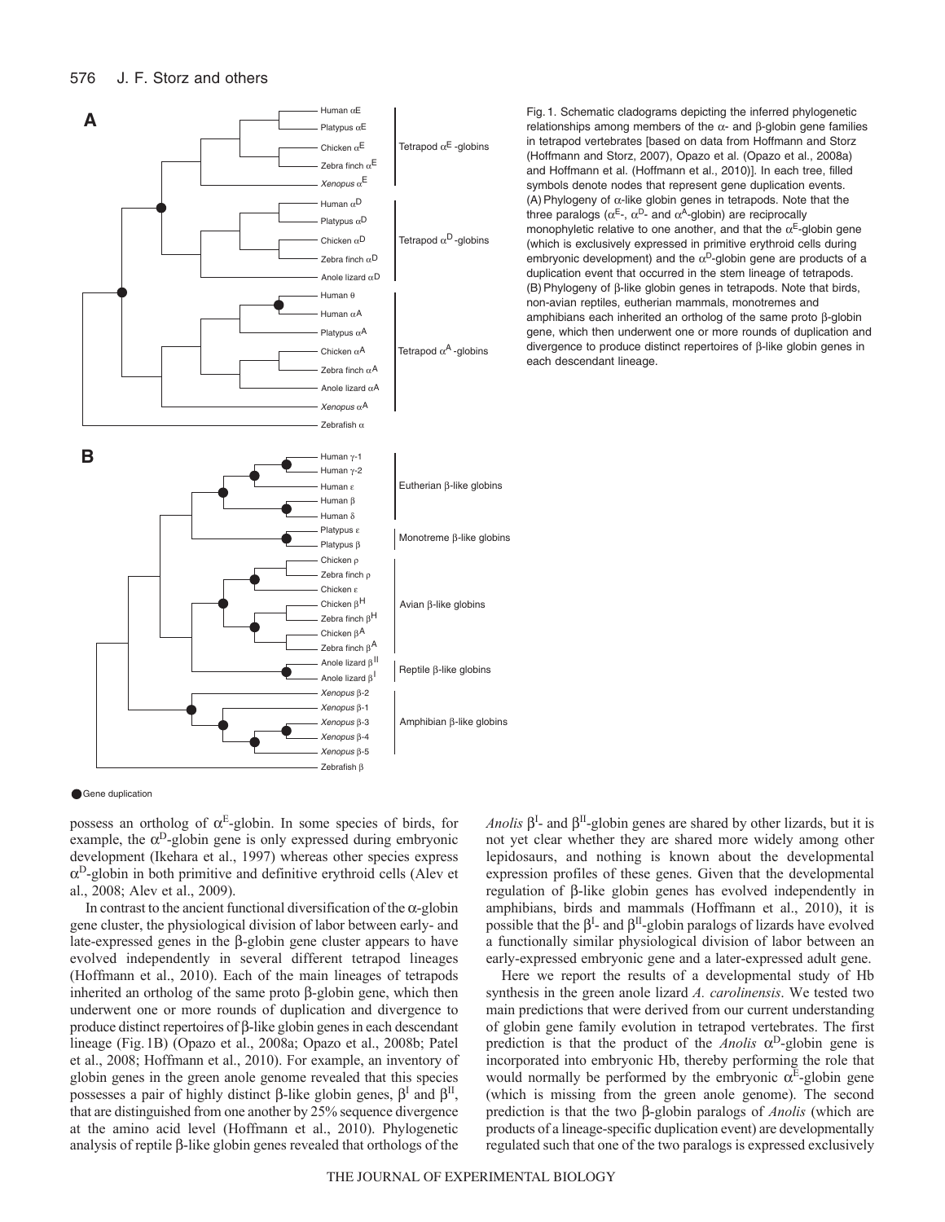Fig. 1. Schematic cladograms depicting the inferred phylogenetic relationships among members of the α- and β-globin gene families in tetrapod vertebrates [based on data from Hoffmann and Storz (Hoffmann and Storz, 2007), Opazo et al. (Opazo et al., 2008a) and Hoffmann et al. (Hoffmann et al., 2010)]. In each tree, filled symbols denote nodes that represent gene duplication events. (A) Phylogeny of α-like globin genes in tetrapods. Note that the three paralogs ($\alpha^E$-, $\alpha^D$- and $\alpha^A$-globin) are reciprocally monophyletic relative to one another, and that the $\alpha^E$-globin gene (which is exclusively expressed in primitive erythroid cells during embryonic development) and the $\alpha^D$-globin gene are products of a duplication event that occurred in the stem lineage of tetrapods. (B) Phylogeny of β-like globin genes in tetrapods. Note that birds, non-avian reptiles, eutherian mammals, monotremes and amphibians each inherited an ortholog of the same proto β-globin gene, which then underwent one or more rounds of duplication and divergence to produce distinct repertoires of β-like globin genes in each descendant lineage.

possess an ortholog of $\alpha^E$-globin. In some species of birds, for example, the $\alpha^D$-globin gene is only expressed during embryonic development (Ikehara et al., 1997) whereas other species express $\alpha^D$-globin in both primitive and definitive erythroid cells (Alev et al., 2008; Alev et al., 2009).

In contrast to the ancient functional diversification of the α-globin gene cluster, the physiological division of labor between early- and late-expressed genes in the β-globin gene cluster appears to have evolved independently in several different tetrapod lineages (Hoffmann et al., 2010). Each of the main lineages of tetrapods inherited an ortholog of the same proto β-globin gene, which then underwent one or more rounds of duplication and divergence to produce distinct repertoires of β-like globin genes in each descendant lineage (Fig. 1B) (Opazo et al., 2008a; Opazo et al., 2008b; Patel et al., 2008; Hoffmann et al., 2010). For example, an inventory of globin genes in the green anole genome revealed that this species possesses a pair of highly distinct β-like globin genes, $\beta^I$ and $\beta^{II}$, that are distinguished from one another by 25% sequence divergence at the amino acid level (Hoffmann et al., 2010). Phylogenetic analysis of reptile β-like globin genes revealed that orthologs of the *Anolis* $\beta^I$- and $\beta^{II}$-globin genes are shared by other lizards, but it is not yet clear whether they are shared more widely among other lepidosaurs, and nothing is known about the developmental expression profiles of these genes. Given that the developmental regulation of β-like globin genes has evolved independently in amphibians, birds and mammals (Hoffmann et al., 2010), it is possible that the $\beta^I$- and $\beta^{II}$-globin paralogs of lizards have evolved a functionally similar physiological division of labor between an early-expressed embryonic gene and a later-expressed adult gene.

Here we report the results of a developmental study of Hb synthesis in the green anole lizard *A. carolinensis*. We tested two main predictions that were derived from our current understanding of globin gene family evolution in tetrapod vertebrates. The first prediction is that the product of the *Anolis* $\alpha^D$-globin gene is incorporated into embryonic Hb, thereby performing the role that would normally be performed by the embryonic $\alpha^E$-globin gene (which is missing from the green anole genome). The second prediction is that the two β-globin paralogs of *Anolis* (which are products of a lineage-specific duplication event) are developmentally regulated such that one of the two paralogs is expressed exclusively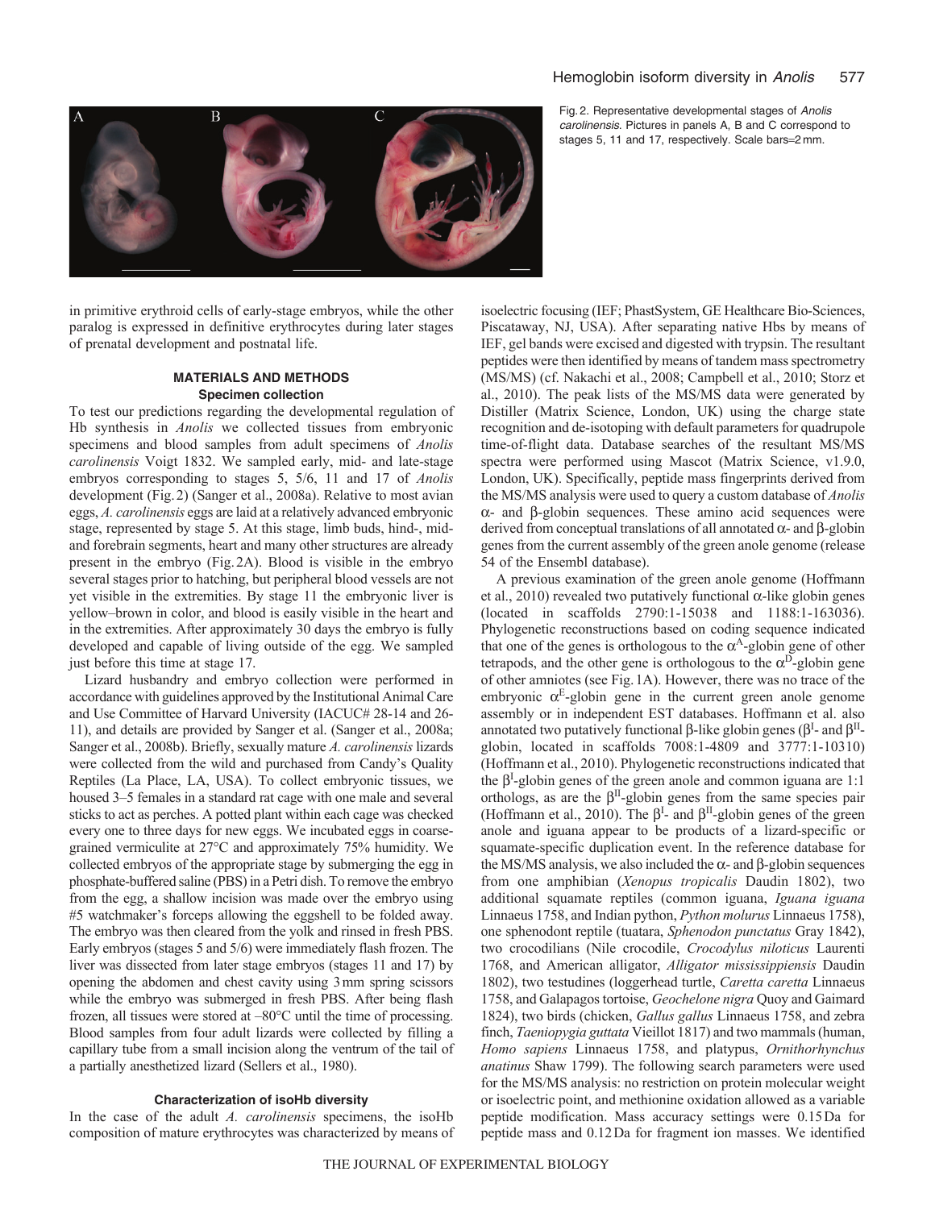Fig. 2. Representative developmental stages of *Anolis carolinensis*. Pictures in panels A, B and C correspond to stages 5, 11 and 17, respectively. Scale bars=2 mm.

in primitive erythroid cells of early-stage embryos, while the other paralog is expressed in definitive erythrocytes during later stages of prenatal development and postnatal life.

## MATERIALS AND METHODS

### Specimen collection

To test our predictions regarding the developmental regulation of Hb synthesis in *Anolis* we collected tissues from embryonic specimens and blood samples from adult specimens of *Anolis carolinensis* Voigt 1832. We sampled early, mid- and late-stage embryos corresponding to stages 5, 5/6, 11 and 17 of *Anolis* development (Fig. 2) (Sanger et al., 2008a). Relative to most avian eggs, *A. carolinensis* eggs are laid at a relatively advanced embryonic stage, represented by stage 5. At this stage, limb buds, hind-, mid- and forebrain segments, heart and many other structures are already present in the embryo (Fig. 2A). Blood is visible in the embryo several stages prior to hatching, but peripheral blood vessels are not yet visible in the extremities. By stage 11 the embryonic liver is yellow–brown in color, and blood is easily visible in the heart and in the extremities. After approximately 30 days the embryo is fully developed and capable of living outside of the egg. We sampled just before this time at stage 17.

Lizard husbandry and embryo collection were performed in accordance with guidelines approved by the Institutional Animal Care and Use Committee of Harvard University (IACUC# 28-14 and 26-11), and details are provided by Sanger et al. (Sanger et al., 2008a; Sanger et al., 2008b). Briefly, sexually mature *A. carolinensis* lizards were collected from the wild and purchased from Candy's Quality Reptiles (La Place, LA, USA). To collect embryonic tissues, we housed 3–5 females in a standard rat cage with one male and several sticks to act as perches. A potted plant within each cage was checked every one to three days for new eggs. We incubated eggs in coarse-grained vermiculite at 27°C and approximately 75% humidity. We collected embryos of the appropriate stage by submerging the egg in phosphate-buffered saline (PBS) in a Petri dish. To remove the embryo from the egg, a shallow incision was made over the embryo using #5 watchmaker's forceps allowing the eggshell to be folded away. The embryo was then cleared from the yolk and rinsed in fresh PBS. Early embryos (stages 5 and 5/6) were immediately flash frozen. The liver was dissected from later stage embryos (stages 11 and 17) by opening the abdomen and chest cavity using 3 mm spring scissors while the embryo was submerged in fresh PBS. After being flash frozen, all tissues were stored at –80°C until the time of processing. Blood samples from four adult lizards were collected by filling a capillary tube from a small incision along the ventrum of the tail of a partially anesthetized lizard (Sellers et al., 1980).

### Characterization of isoHb diversity

In the case of the adult *A. carolinensis* specimens, the isoHb composition of mature erythrocytes was characterized by means of isoelectric focusing (IEF; PhastSystem, GE Healthcare Bio-Sciences, Piscataway, NJ, USA). After separating native Hbs by means of IEF, gel bands were excised and digested with trypsin. The resultant peptides were then identified by means of tandem mass spectrometry (MS/MS) (cf. Nakachi et al., 2008; Campbell et al., 2010; Storz et al., 2010). The peak lists of the MS/MS data were generated by Distiller (Matrix Science, London, UK) using the charge state recognition and de-isotoping with default parameters for quadrupole time-of-flight data. Database searches of the resultant MS/MS spectra were performed using Mascot (Matrix Science, v1.9.0, London, UK). Specifically, peptide mass fingerprints derived from the MS/MS analysis were used to query a custom database of *Anolis* α- and β-globin sequences. These amino acid sequences were derived from conceptual translations of all annotated α- and β-globin genes from the current assembly of the green anole genome (release 54 of the Ensembl database).

A previous examination of the green anole genome (Hoffmann et al., 2010) revealed two putatively functional α-like globin genes (located in scaffolds 2790:1-15038 and 1188:1-163036). Phylogenetic reconstructions based on coding sequence indicated that one of the genes is orthologous to the $\alpha^A$-globin gene of other tetrapods, and the other gene is orthologous to the $\alpha^D$-globin gene of other amniotes (see Fig. 1A). However, there was no trace of the embryonic $\alpha^E$-globin gene in the current green anole genome assembly or in independent EST databases. Hoffmann et al. also annotated two putatively functional β-like globin genes ($\beta^I$- and $\beta^{II}$-globin, located in scaffolds 7008:1-4809 and 3777:1-10310) (Hoffmann et al., 2010). Phylogenetic reconstructions indicated that the $\beta^I$-globin genes of the green anole and common iguana are 1:1 orthologs, as are the $\beta^{II}$-globin genes from the same species pair (Hoffmann et al., 2010). The $\beta^I$- and $\beta^{II}$-globin genes of the green anole and iguana appear to be products of a lizard-specific or squamate-specific duplication event. In the reference database for the MS/MS analysis, we also included the α- and β-globin sequences from one amphibian (*Xenopus tropicalis* Daudin 1802), two additional squamate reptiles (common iguana, *Iguana iguana* Linnaeus 1758, and Indian python, *Python molurus* Linnaeus 1758), one sphenodont reptile (tuatara, *Sphenodon punctatus* Gray 1842), two crocodilians (Nile crocodile, *Crocodylus niloticus* Laurenti 1768, and American alligator, *Alligator mississippiensis* Daudin 1802), two testudines (loggerhead turtle, *Caretta caretta* Linnaeus 1758, and Galapagos tortoise, *Geochelone nigra* Quoy and Gaimard 1824), two birds (chicken, *Gallus gallus* Linnaeus 1758, and zebra finch, *Taeniopygia guttata* Vieillot 1817) and two mammals (human, *Homo sapiens* Linnaeus 1758, and platypus, *Ornithorhynchus anatinus* Shaw 1799). The following search parameters were used for the MS/MS analysis: no restriction on protein molecular weight or isoelectric point, and methionine oxidation allowed as a variable peptide modification. Mass accuracy settings were 0.15 Da for peptide mass and 0.12 Da for fragment ion masses. We identified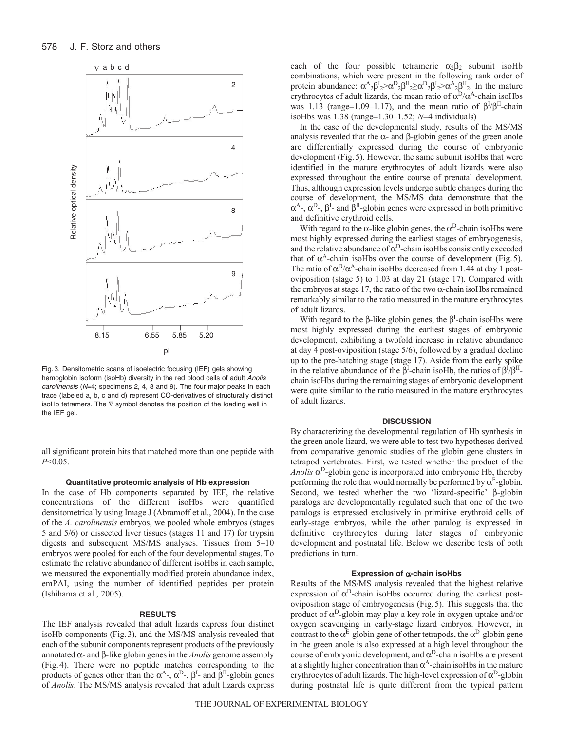Fig. 3. Densitometric scans of isoelectric focusing (IEF) gels showing hemoglobin isoform (isoHb) diversity in the red blood cells of adult *Anolis carolinensis* ($N$=4; specimens 2, 4, 8 and 9). The four major peaks in each trace (labeled a, b, c and d) represent CO-derivatives of structurally distinct isoHb tetramers. The ∇ symbol denotes the position of the loading well in the IEF gel.

all significant protein hits that matched more than one peptide with $P$<0.05.

### Quantitative proteomic analysis of Hb expression

In the case of Hb components separated by IEF, the relative concentrations of the different isoHbs were quantified densitometrically using Image J (Abramoff et al., 2004). In the case of the *A. carolinensis* embryos, we pooled whole embryos (stages 5 and 5/6) or dissected liver tissues (stages 11 and 17) for trypsin digests and subsequent MS/MS analyses. Tissues from 5–10 embryos were pooled for each of the four developmental stages. To estimate the relative abundance of different isoHbs in each sample, we measured the exponentially modified protein abundance index, emPAI, using the number of identified peptides per protein (Ishihama et al., 2005).

## RESULTS

The IEF analysis revealed that adult lizards express four distinct isoHb components (Fig. 3), and the MS/MS analysis revealed that each of the subunit components represent products of the previously annotated α- and β-like globin genes in the *Anolis* genome assembly (Fig. 4). There were no peptide matches corresponding to the products of genes other than the $\alpha^A$-, $\alpha^D$-, $\beta^I$- and $\beta^{II}$-globin genes of *Anolis*. The MS/MS analysis revealed that adult lizards express each of the four possible tetrameric $\alpha_2\beta_2$ subunit isoHb combinations, which were present in the following rank order of protein abundance: $\alpha^A{}_2\beta^I{}_2 > \alpha^D{}_2\beta^{II}{}_2 \geq \alpha^D{}_2\beta^I{}_2 > \alpha^A{}_2\beta^{II}{}_2$. In the mature erythrocytes of adult lizards, the mean ratio of $\alpha^D/\alpha^A$-chain isoHbs was 1.13 (range=1.09–1.17), and the mean ratio of $\beta^I/\beta^{II}$-chain isoHbs was 1.38 (range=1.30–1.52; $N$=4 individuals)

In the case of the developmental study, results of the MS/MS analysis revealed that the α- and β-globin genes of the green anole are differentially expressed during the course of embryonic development (Fig. 5). However, the same subunit isoHbs that were identified in the mature erythrocytes of adult lizards were also expressed throughout the entire course of prenatal development. Thus, although expression levels undergo subtle changes during the course of development, the MS/MS data demonstrate that the $\alpha^A$-, $\alpha^D$-, $\beta^I$- and $\beta^{II}$-globin genes were expressed in both primitive and definitive erythroid cells.

With regard to the α-like globin genes, the $\alpha^D$-chain isoHbs were most highly expressed during the earliest stages of embryogenesis, and the relative abundance of $\alpha^D$-chain isoHbs consistently exceeded that of $\alpha^A$-chain isoHbs over the course of development (Fig. 5). The ratio of $\alpha^D/\alpha^A$-chain isoHbs decreased from 1.44 at day 1 post-oviposition (stage 5) to 1.03 at day 21 (stage 17). Compared with the embryos at stage 17, the ratio of the two α-chain isoHbs remained remarkably similar to the ratio measured in the mature erythrocytes of adult lizards.

With regard to the β-like globin genes, the $\beta^I$-chain isoHbs were most highly expressed during the earliest stages of embryonic development, exhibiting a twofold increase in relative abundance at day 4 post-oviposition (stage 5/6), followed by a gradual decline up to the pre-hatching stage (stage 17). Aside from the early spike in the relative abundance of the $\beta^I$-chain isoHb, the ratios of $\beta^I/\beta^{II}$-chain isoHbs during the remaining stages of embryonic development were quite similar to the ratio measured in the mature erythrocytes of adult lizards.

## DISCUSSION

By characterizing the developmental regulation of Hb synthesis in the green anole lizard, we were able to test two hypotheses derived from comparative genomic studies of the globin gene clusters in tetrapod vertebrates. First, we tested whether the product of the *Anolis* $\alpha^D$-globin gene is incorporated into embryonic Hb, thereby performing the role that would normally be performed by $\alpha^E$-globin. Second, we tested whether the two 'lizard-specific' β-globin paralogs are developmentally regulated such that one of the two paralogs is expressed exclusively in primitive erythroid cells of early-stage embryos, while the other paralog is expressed in definitive erythrocytes during later stages of embryonic development and postnatal life. Below we describe tests of both predictions in turn.

### Expression of α-chain isoHbs

Results of the MS/MS analysis revealed that the highest relative expression of $\alpha^D$-chain isoHbs occurred during the earliest post-oviposition stage of embryogenesis (Fig. 5). This suggests that the product of $\alpha^D$-globin may play a key role in oxygen uptake and/or oxygen scavenging in early-stage lizard embryos. However, in contrast to the $\alpha^E$-globin gene of other tetrapods, the $\alpha^D$-globin gene in the green anole is also expressed at a high level throughout the course of embryonic development, and $\alpha^D$-chain isoHbs are present at a slightly higher concentration than $\alpha^A$-chain isoHbs in the mature erythrocytes of adult lizards. The high-level expression of $\alpha^D$-globin during postnatal life is quite different from the typical pattern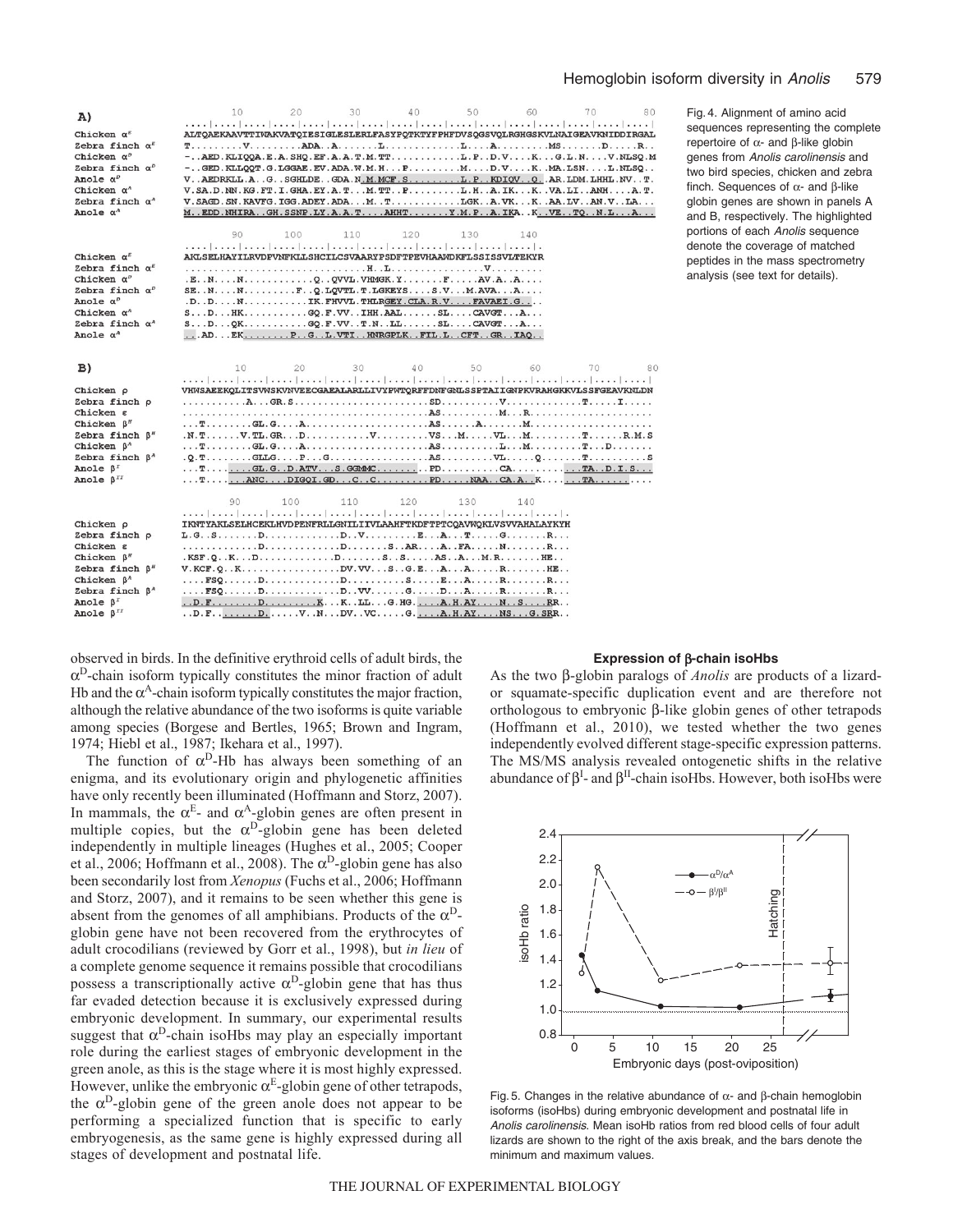Fig. 4. Alignment of amino acid sequences representing the complete repertoire of α- and β-like globin genes from *Anolis carolinensis* and two bird species, chicken and zebra finch. Sequences of α- and β-like globin genes are shown in panels A and B, respectively. The highlighted portions of each *Anolis* sequence denote the coverage of matched peptides in the mass spectrometry analysis (see text for details).

observed in birds. In the definitive erythroid cells of adult birds, the $\alpha^D$-chain isoform typically constitutes the minor fraction of adult Hb and the $\alpha^A$-chain isoform typically constitutes the major fraction, although the relative abundance of the two isoforms is quite variable among species (Borgese and Bertles, 1965; Brown and Ingram, 1974; Hiebl et al., 1987; Ikehara et al., 1997).

The function of $\alpha^D$-Hb has always been something of an enigma, and its evolutionary origin and phylogenetic affinities have only recently been illuminated (Hoffmann and Storz, 2007). In mammals, the $\alpha^E$- and $\alpha^A$-globin genes are often present in multiple copies, but the $\alpha^D$-globin gene has been deleted independently in multiple lineages (Hughes et al., 2005; Cooper et al., 2006; Hoffmann et al., 2008). The $\alpha^D$-globin gene has also been secondarily lost from *Xenopus* (Fuchs et al., 2006; Hoffmann and Storz, 2007), and it remains to be seen whether this gene is absent from the genomes of all amphibians. Products of the $\alpha^D$-globin gene have not been recovered from the erythrocytes of adult crocodilians (reviewed by Gorr et al., 1998), but *in lieu* of a complete genome sequence it remains possible that crocodilians possess a transcriptionally active $\alpha^D$-globin gene that has thus far evaded detection because it is exclusively expressed during embryonic development. In summary, our experimental results suggest that $\alpha^D$-chain isoHbs may play an especially important role during the earliest stages of embryonic development in the green anole, as this is the stage where it is most highly expressed. However, unlike the embryonic $\alpha^E$-globin gene of other tetrapods, the $\alpha^D$-globin gene of the green anole does not appear to be performing a specialized function that is specific to early embryogenesis, as the same gene is highly expressed during all stages of development and postnatal life.

### Expression of β-chain isoHbs

As the two β-globin paralogs of *Anolis* are products of a lizard- or squamate-specific duplication event and are therefore not orthologous to embryonic β-like globin genes of other tetrapods (Hoffmann et al., 2010), we tested whether the two genes independently evolved different stage-specific expression patterns. The MS/MS analysis revealed ontogenetic shifts in the relative abundance of $\beta^I$- and $\beta^{II}$-chain isoHbs. However, both isoHbs were

Fig. 5. Changes in the relative abundance of α- and β-chain hemoglobin isoforms (isoHbs) during embryonic development and postnatal life in *Anolis carolinensis*. Mean isoHb ratios from red blood cells of four adult lizards are shown to the right of the axis break, and the bars denote the minimum and maximum values.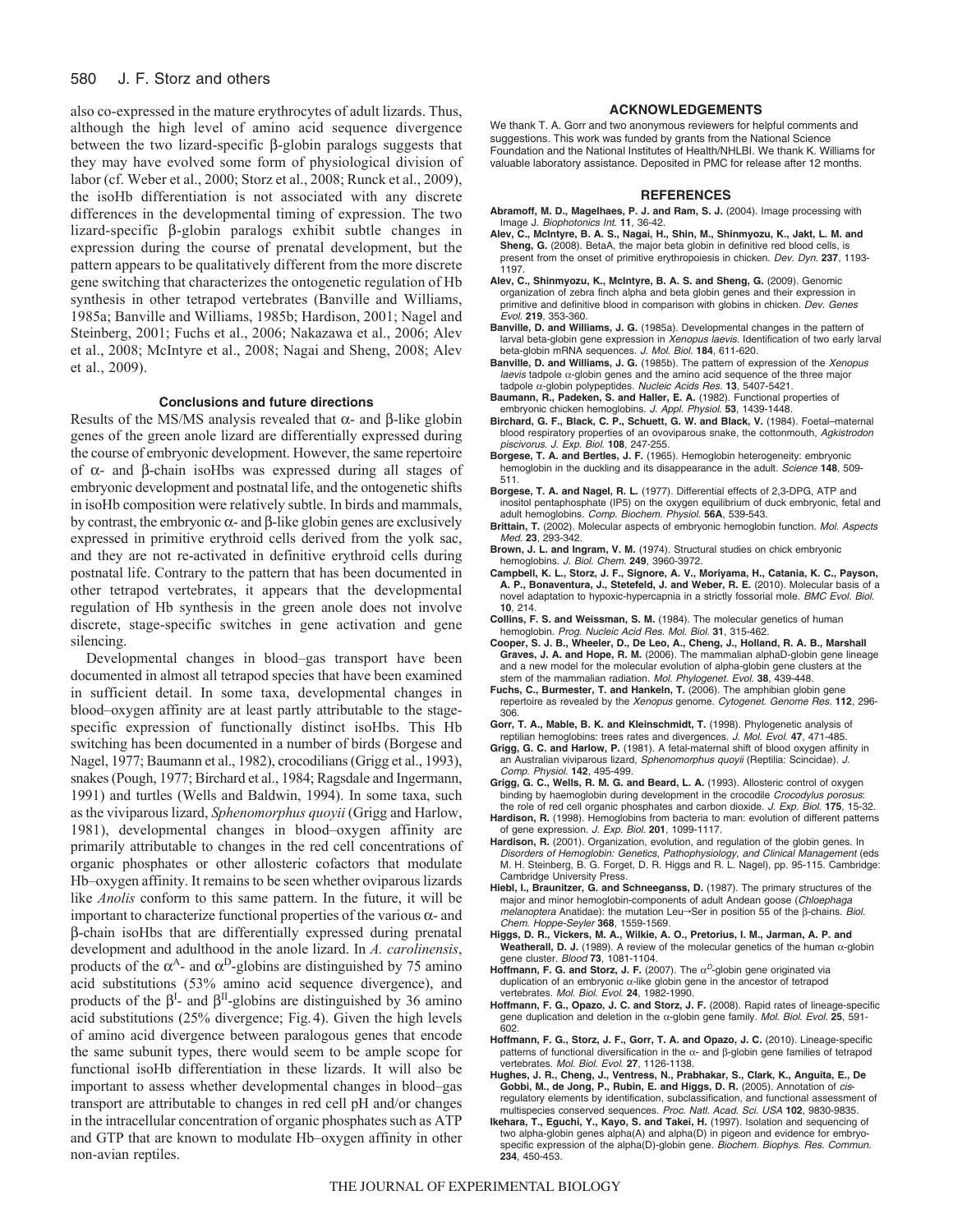also co-expressed in the mature erythrocytes of adult lizards. Thus, although the high level of amino acid sequence divergence between the two lizard-specific β-globin paralogs suggests that they may have evolved some form of physiological division of labor (cf. Weber et al., 2000; Storz et al., 2008; Runck et al., 2009), the isoHb differentiation is not associated with any discrete differences in the developmental timing of expression. The two lizard-specific β-globin paralogs exhibit subtle changes in expression during the course of prenatal development, but the pattern appears to be qualitatively different from the more discrete gene switching that characterizes the ontogenetic regulation of Hb synthesis in other tetrapod vertebrates (Banville and Williams, 1985a; Banville and Williams, 1985b; Hardison, 2001; Nagel and Steinberg, 2001; Fuchs et al., 2006; Nakazawa et al., 2006; Alev et al., 2008; McIntyre et al., 2008; Nagai and Sheng, 2008; Alev et al., 2009).

## Conclusions and future directions

Results of the MS/MS analysis revealed that α- and β-like globin genes of the green anole lizard are differentially expressed during the course of embryonic development. However, the same repertoire of α- and β-chain isoHbs was expressed during all stages of embryonic development and postnatal life, and the ontogenetic shifts in isoHb composition were relatively subtle. In birds and mammals, by contrast, the embryonic α- and β-like globin genes are exclusively expressed in primitive erythroid cells derived from the yolk sac, and they are not re-activated in definitive erythroid cells during postnatal life. Contrary to the pattern that has been documented in other tetrapod vertebrates, it appears that the developmental regulation of Hb synthesis in the green anole does not involve discrete, stage-specific switches in gene activation and gene silencing.

Developmental changes in blood–gas transport have been documented in almost all tetrapod species that have been examined in sufficient detail. In some taxa, developmental changes in blood–oxygen affinity are at least partly attributable to the stage-specific expression of functionally distinct isoHbs. This Hb switching has been documented in a number of birds (Borgese and Nagel, 1977; Baumann et al., 1982), crocodilians (Grigg et al., 1993), snakes (Pough, 1977; Birchard et al., 1984; Ragsdale and Ingermann, 1991) and turtles (Wells and Baldwin, 1994). In some taxa, such as the viviparous lizard, *Sphenomorphus quoyii* (Grigg and Harlow, 1981), developmental changes in blood–oxygen affinity are primarily attributable to changes in the red cell concentrations of organic phosphates or other allosteric cofactors that modulate Hb–oxygen affinity. It remains to be seen whether oviparous lizards like *Anolis* conform to this same pattern. In the future, it will be important to characterize functional properties of the various α- and β-chain isoHbs that are differentially expressed during prenatal development and adulthood in the anole lizard. In *A. carolinensis*, products of the $\alpha^A$- and $\alpha^D$-globins are distinguished by 75 amino acid substitutions (53% amino acid sequence divergence), and products of the $\beta^I$- and $\beta^{II}$-globins are distinguished by 36 amino acid substitutions (25% divergence; Fig. 4). Given the high levels of amino acid divergence between paralogous genes that encode the same subunit types, there would seem to be ample scope for functional isoHb differentiation in these lizards. It will also be important to assess whether developmental changes in blood–gas transport are attributable to changes in red cell pH and/or changes in the intracellular concentration of organic phosphates such as ATP and GTP that are known to modulate Hb–oxygen affinity in other non-avian reptiles.

## ACKNOWLEDGEMENTS

We thank T. A. Gorr and two anonymous reviewers for helpful comments and suggestions. This work was funded by grants from the National Science Foundation and the National Institutes of Health/NHLBI. We thank K. Williams for valuable laboratory assistance. Deposited in PMC for release after 12 months.

## REFERENCES

**Abramoff, M. D., Magelhaes, P. J. and Ram, S. J.** (2004). Image processing with Image J. *Biophotonics Int.* **11**, 36-42.

**Alev, C., McIntyre, B. A. S., Nagai, H., Shin, M., Shinmyozu, K., Jakt, L. M. and Sheng, G.** (2008). BetaA, the major beta globin in definitive red blood cells, is present from the onset of primitive erythropoiesis in chicken. *Dev. Dyn.* **237**, 1193-1197.

**Alev, C., Shinmyozu, K., McIntyre, B. A. S. and Sheng, G.** (2009). Genomic organization of zebra finch alpha and beta globin genes and their expression in primitive and definitive blood in comparison with globins in chicken. *Dev. Genes Evol.* **219**, 353-360.

**Banville, D. and Williams, J. G.** (1985a). Developmental changes in the pattern of larval beta-globin gene expression in *Xenopus laevis*. Identification of two early larval beta-globin mRNA sequences. *J. Mol. Biol.* **184**, 611-620.

**Banville, D. and Williams, J. G.** (1985b). The pattern of expression of the *Xenopus laevis* tadpole α-globin genes and the amino acid sequence of the three major tadpole α-globin polypeptides. *Nucleic Acids Res.* **13**, 5407-5421.

**Baumann, R., Padeken, S. and Haller, E. A.** (1982). Functional properties of embryonic chicken hemoglobins. *J. Appl. Physiol.* **53**, 1439-1448.

**Birchard, G. F., Black, C. P., Schuett, G. W. and Black, V.** (1984). Foetal–maternal blood respiratory properties of an ovoviparous snake, the cottonmouth, *Agkistrodon piscivorus*. *J. Exp. Biol.* **108**, 247-255.

**Borgese, T. A. and Bertles, J. F.** (1965). Hemoglobin heterogeneity: embryonic hemoglobin in the duckling and its disappearance in the adult. *Science* **148**, 509-511.

**Borgese, T. A. and Nagel, R. L.** (1977). Differential effects of 2,3-DPG, ATP and inositol pentaphosphate (IP5) on the oxygen equilibrium of duck embryonic, fetal and adult hemoglobins. *Comp. Biochem. Physiol.* **56A**, 539-543.

**Brittain, T.** (2002). Molecular aspects of embryonic hemoglobin function. *Mol. Aspects Med.* **23**, 293-342.

**Brown, J. L. and Ingram, V. M.** (1974). Structural studies on chick embryonic hemoglobins. *J. Biol. Chem.* **249**, 3960-3972.

**Campbell, K. L., Storz, J. F., Signore, A. V., Moriyama, H., Catania, K. C., Payson, A. P., Bonaventura, J., Stetefeld, J. and Weber, R. E.** (2010). Molecular basis of a novel adaptation to hypoxic-hypercapnia in a strictly fossorial mole. *BMC Evol. Biol.* **10**, 214.

**Collins, F. S. and Weissman, S. M.** (1984). The molecular genetics of human hemoglobin. *Prog. Nucleic Acid Res. Mol. Biol.* **31**, 315-462.

**Cooper, S. J. B., Wheeler, D., De Leo, A., Cheng, J., Holland, R. A. B., Marshall Graves, J. A. and Hope, R. M.** (2006). The mammalian alphaD-globin gene lineage and a new model for the molecular evolution of alpha-globin gene clusters at the stem of the mammalian radiation. *Mol. Phylogenet. Evol.* **38**, 439-448.

**Fuchs, C., Burmester, T. and Hankeln, T.** (2006). The amphibian globin gene repertoire as revealed by the *Xenopus* genome. *Cytogenet. Genome Res.* **112**, 296-306.

**Gorr, T. A., Mable, B. K. and Kleinschmidt, T.** (1998). Phylogenetic analysis of reptilian hemoglobins: trees rates and divergences. *J. Mol. Evol.* **47**, 471-485.

**Grigg, G. C. and Harlow, P.** (1981). A fetal-maternal shift of blood oxygen affinity in an Australian viviparous lizard, *Sphenomorphus quoyii* (Reptilia: Scincidae). *J. Comp. Physiol.* **142**, 495-499.

**Grigg, G. C., Wells, R. M. G. and Beard, L. A.** (1993). Allosteric control of oxygen binding by haemoglobin during development in the crocodile *Crocodylus porosus*: the role of red cell organic phosphates and carbon dioxide. *J. Exp. Biol.* **175**, 15-32.

**Hardison, R.** (1998). Hemoglobins from bacteria to man: evolution of different patterns of gene expression. *J. Exp. Biol.* **201**, 1099-1117.

**Hardison, R.** (2001). Organization, evolution, and regulation of the globin genes. In *Disorders of Hemoglobin: Genetics, Pathophysiology, and Clinical Management* (eds M. H. Steinberg, B. G. Forget, D. R. Higgs and R. L. Nagel), pp. 95-115. Cambridge: Cambridge University Press.

**Hiebl, I., Braunitzer, G. and Schneeganss, D.** (1987). The primary structures of the major and minor hemoglobin-components of adult Andean goose (*Chloephaga melanoptera* Anatidae): the mutation Leu→Ser in position 55 of the β-chains. *Biol. Chem. Hoppe-Seyler* **368**, 1559-1569.

**Higgs, D. R., Vickers, M. A., Wilkie, A. O., Pretorius, I. M., Jarman, A. P. and Weatherall, D. J.** (1989). A review of the molecular genetics of the human α-globin gene cluster. *Blood* **73**, 1081-1104.

**Hoffmann, F. G. and Storz, J. F.** (2007). The $\alpha^D$-globin gene originated via duplication of an embryonic α-like globin gene in the ancestor of tetrapod vertebrates. *Mol. Biol. Evol.* **24**, 1982-1990.

**Hoffmann, F. G., Opazo, J. C. and Storz, J. F.** (2008). Rapid rates of lineage-specific gene duplication and deletion in the α-globin gene family. *Mol. Biol. Evol.* **25**, 591-602.

**Hoffmann, F. G., Storz, J. F., Gorr, T. A. and Opazo, J. C.** (2010). Lineage-specific patterns of functional diversification in the α- and β-globin gene families of tetrapod vertebrates. *Mol. Biol. Evol.* **27**, 1126-1138.

**Hughes, J. R., Cheng, J., Ventress, N., Prabhakar, S., Clark, K., Anguita, E., De Gobbi, M., de Jong, P., Rubin, E. and Higgs, D. R.** (2005). Annotation of *cis*-regulatory elements by identification, subclassification, and functional assessment of multispecies conserved sequences. *Proc. Natl. Acad. Sci. USA* **102**, 9830-9835.

**Ikehara, T., Eguchi, Y., Kayo, S. and Takei, H.** (1997). Isolation and sequencing of two alpha-globin genes alpha(A) and alpha(D) in pigeon and evidence for embryo-specific expression of the alpha(D)-globin gene. *Biochem. Biophys. Res. Commun.* **234**, 450-453.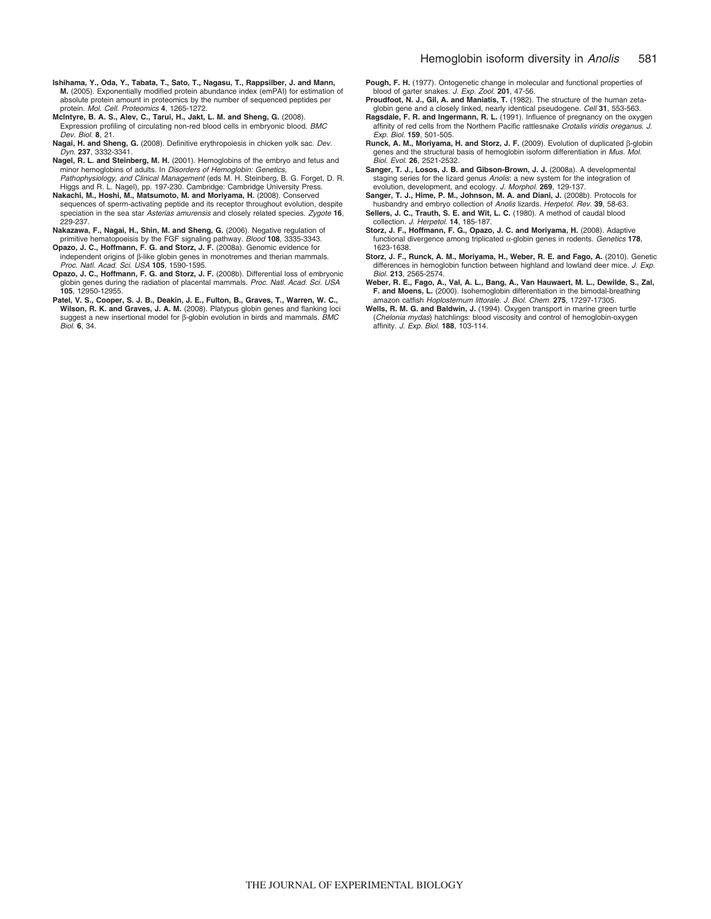**Ishihama, Y., Oda, Y., Tabata, T., Sato, T., Nagasu, T., Rappsilber, J. and Mann, M.** (2005). Exponentially modified protein abundance index (emPAI) for estimation of absolute protein amount in proteomics by the number of sequenced peptides per protein. *Mol. Cell. Proteomics* **4**, 1265-1272.

**McIntyre, B. A. S., Alev, C., Tarui, H., Jakt, L. M. and Sheng, G.** (2008). Expression profiling of circulating non-red blood cells in embryonic blood. *BMC Dev. Biol.* **8**, 21.

**Nagai, H. and Sheng, G.** (2008). Definitive erythropoiesis in chicken yolk sac. *Dev. Dyn.* **237**, 3332-3341.

**Nagel, R. L. and Steinberg, M. H.** (2001). Hemoglobins of the embryo and fetus and minor hemoglobins of adults. In *Disorders of Hemoglobin: Genetics, Pathophysiology, and Clinical Management* (eds M. H. Steinberg, B. G. Forget, D. R. Higgs and R. L. Nagel), pp. 197-230. Cambridge: Cambridge University Press.

**Nakachi, M., Hoshi, M., Matsumoto, M. and Moriyama, H.** (2008). Conserved sequences of sperm-activating peptide and its receptor throughout evolution, despite speciation in the sea star *Asterias amurensis* and closely related species. *Zygote* **16**, 229-237.

**Nakazawa, F., Nagai, H., Shin, M. and Sheng, G.** (2006). Negative regulation of primitive hematopoeisis by the FGF signaling pathway. *Blood* **108**, 3335-3343.

**Opazo, J. C., Hoffmann, F. G. and Storz, J. F.** (2008a). Genomic evidence for independent origins of β-like globin genes in monotremes and therian mammals. *Proc. Natl. Acad. Sci. USA* **105**, 1590-1595.

**Opazo, J. C., Hoffmann, F. G. and Storz, J. F.** (2008b). Differential loss of embryonic globin genes during the radiation of placental mammals. *Proc. Natl. Acad. Sci. USA* **105**, 12950-12955.

**Patel, V. S., Cooper, S. J. B., Deakin, J. E., Fulton, B., Graves, T., Warren, W. C., Wilson, R. K. and Graves, J. A. M.** (2008). Platypus globin genes and flanking loci suggest a new insertional model for β-globin evolution in birds and mammals. *BMC Biol.* **6**, 34.

**Pough, F. H.** (1977). Ontogenetic change in molecular and functional properties of blood of garter snakes. *J. Exp. Zool.* **201**, 47-56.

**Proudfoot, N. J., Gil, A. and Maniatis, T.** (1982). The structure of the human zeta-globin gene and a closely linked, nearly identical pseudogene. *Cell* **31**, 553-563.

**Ragsdale, F. R. and Ingermann, R. L.** (1991). Influence of pregnancy on the oxygen affinity of red cells from the Northern Pacific rattlesnake *Crotalis viridis oreganus*. *J. Exp. Biol.* **159**, 501-505.

**Runck, A. M., Moriyama, H. and Storz, J. F.** (2009). Evolution of duplicated β-globin genes and the structural basis of hemoglobin isoform differentiation in *Mus*. *Mol. Biol. Evol.* **26**, 2521-2532.

**Sanger, T. J., Losos, J. B. and Gibson-Brown, J. J.** (2008a). A developmental staging series for the lizard genus *Anolis*: a new system for the integration of evolution, development, and ecology. *J. Morphol.* **269**, 129-137.

**Sanger, T. J., Hime, P. M., Johnson, M. A. and Diani, J.** (2008b). Protocols for husbandry and embryo collection of *Anolis* lizards. *Herpetol. Rev.* **39**, 58-63.

**Sellers, J. C., Trauth, S. E. and Wit, L. C.** (1980). A method of caudal blood collection. *J. Herpetol.* **14**, 185-187.

**Storz, J. F., Hoffmann, F. G., Opazo, J. C. and Moriyama, H.** (2008). Adaptive functional divergence among triplicated α-globin genes in rodents. *Genetics* **178**, 1623-1638.

**Storz, J. F., Runck, A. M., Moriyama, H., Weber, R. E. and Fago, A.** (2010). Genetic differences in hemoglobin function between highland and lowland deer mice. *J. Exp. Biol.* **213**, 2565-2574.

**Weber, R. E., Fago, A., Val, A. L., Bang, A., Van Hauwaert, M. L., Dewilde, S., Zal, F. and Moens, L.** (2000). Isohemoglobin differentiation in the bimodal-breathing amazon catfish *Hoplosternum littorale*. *J. Biol. Chem.* **275**, 17297-17305.

**Wells, R. M. G. and Baldwin, J.** (1994). Oxygen transport in marine green turtle (*Chelonia mydas*) hatchlings: blood viscosity and control of hemoglobin-oxygen affinity. *J. Exp. Biol.* **188**, 103-114.